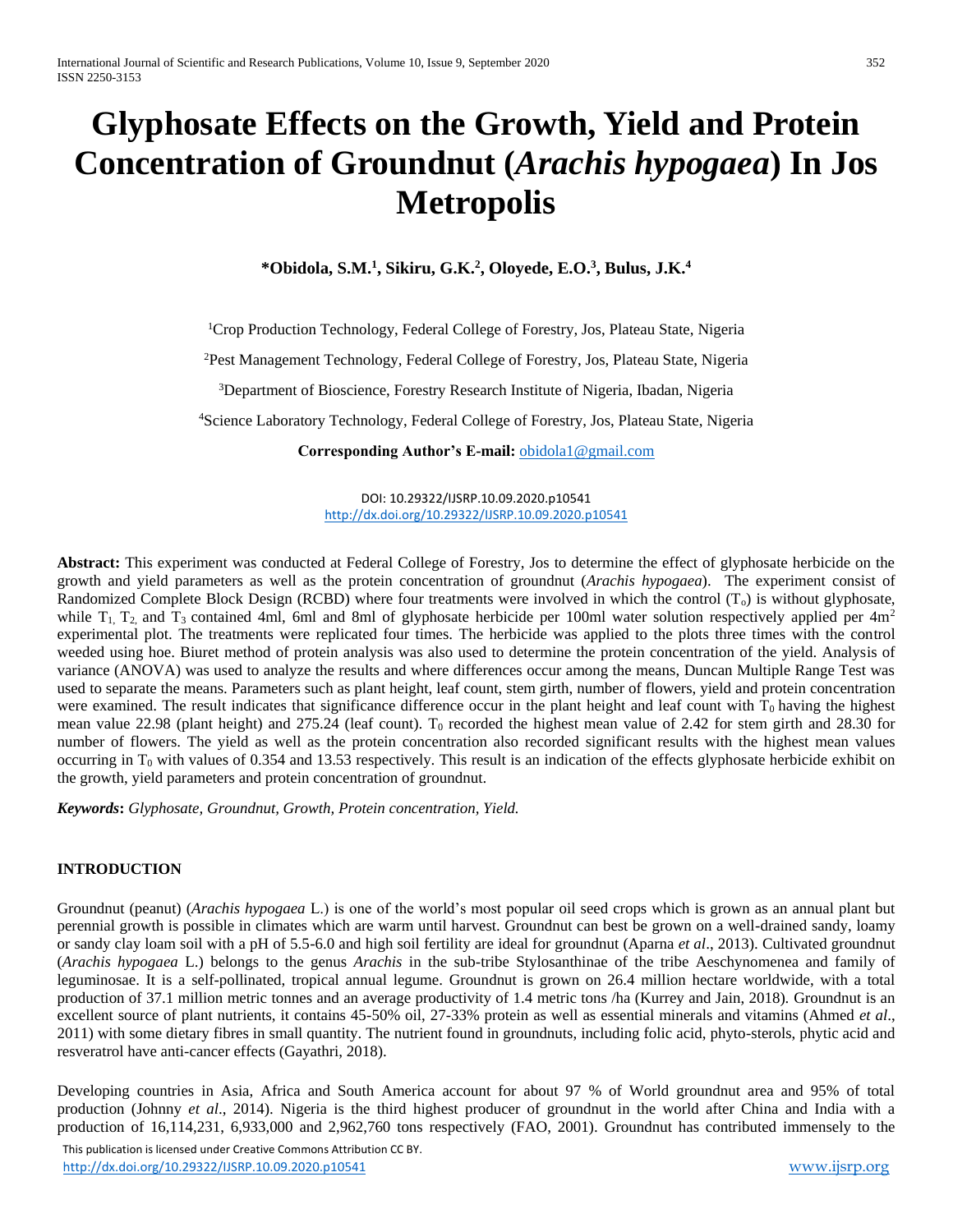# Glyphosate Effects on the Growth, Yield and Protein Concentration of Groundnut (*Arachis hypogaea*) In Jos Metropolis

**\*Obidola, S.M.[1], Sikiru, G.K.[2], Oloyede, E.O.[3], Bulus, J.K.[4]**

[1]Crop Production Technology, Federal College of Forestry, Jos, Plateau State, Nigeria

[2]Pest Management Technology, Federal College of Forestry, Jos, Plateau State, Nigeria

[3]Department of Bioscience, Forestry Research Institute of Nigeria, Ibadan, Nigeria

[4]Science Laboratory Technology, Federal College of Forestry, Jos, Plateau State, Nigeria

**Corresponding Author's E-mail:** obidola1@gmail.com

DOI: 10.29322/IJSRP.10.09.2020.p10541
http://dx.doi.org/10.29322/IJSRP.10.09.2020.p10541

**Abstract:** This experiment was conducted at Federal College of Forestry, Jos to determine the effect of glyphosate herbicide on the growth and yield parameters as well as the protein concentration of groundnut (*Arachis hypogaea*). The experiment consist of Randomized Complete Block Design (RCBD) where four treatments were involved in which the control ($T_o$) is without glyphosate, while $T_1$, $T_2$ and $T_3$ contained 4ml, 6ml and 8ml of glyphosate herbicide per 100ml water solution respectively applied per 4m$^2$ experimental plot. The treatments were replicated four times. The herbicide was applied to the plots three times with the control weeded using hoe. Biuret method of protein analysis was also used to determine the protein concentration of the yield. Analysis of variance (ANOVA) was used to analyze the results and where differences occur among the means, Duncan Multiple Range Test was used to separate the means. Parameters such as plant height, leaf count, stem girth, number of flowers, yield and protein concentration were examined. The result indicates that significance difference occur in the plant height and leaf count with $T_0$ having the highest mean value 22.98 (plant height) and 275.24 (leaf count). $T_0$ recorded the highest mean value of 2.42 for stem girth and 28.30 for number of flowers. The yield as well as the protein concentration also recorded significant results with the highest mean values occurring in $T_0$ with values of 0.354 and 13.53 respectively. This result is an indication of the effects glyphosate herbicide exhibit on the growth, yield parameters and protein concentration of groundnut.

***Keywords*: *Glyphosate, Groundnut, Growth, Protein concentration, Yield.***

## INTRODUCTION

Groundnut (peanut) (*Arachis hypogaea* L.) is one of the world's most popular oil seed crops which is grown as an annual plant but perennial growth is possible in climates which are warm until harvest. Groundnut can best be grown on a well-drained sandy, loamy or sandy clay loam soil with a pH of 5.5-6.0 and high soil fertility are ideal for groundnut (Aparna *et al*., 2013). Cultivated groundnut (*Arachis hypogaea* L.) belongs to the genus *Arachis* in the sub-tribe Stylosanthinae of the tribe Aeschynomenea and family of leguminosae. It is a self-pollinated, tropical annual legume. Groundnut is grown on 26.4 million hectare worldwide, with a total production of 37.1 million metric tonnes and an average productivity of 1.4 metric tons /ha (Kurrey and Jain, 2018). Groundnut is an excellent source of plant nutrients, it contains 45-50% oil, 27-33% protein as well as essential minerals and vitamins (Ahmed *et al*., 2011) with some dietary fibres in small quantity. The nutrient found in groundnuts, including folic acid, phyto-sterols, phytic acid and resveratrol have anti-cancer effects (Gayathri, 2018).

Developing countries in Asia, Africa and South America account for about 97 % of World groundnut area and 95% of total production (Johnny *et al*., 2014). Nigeria is the third highest producer of groundnut in the world after China and India with a production of 16,114,231, 6,933,000 and 2,962,760 tons respectively (FAO, 2001). Groundnut has contributed immensely to the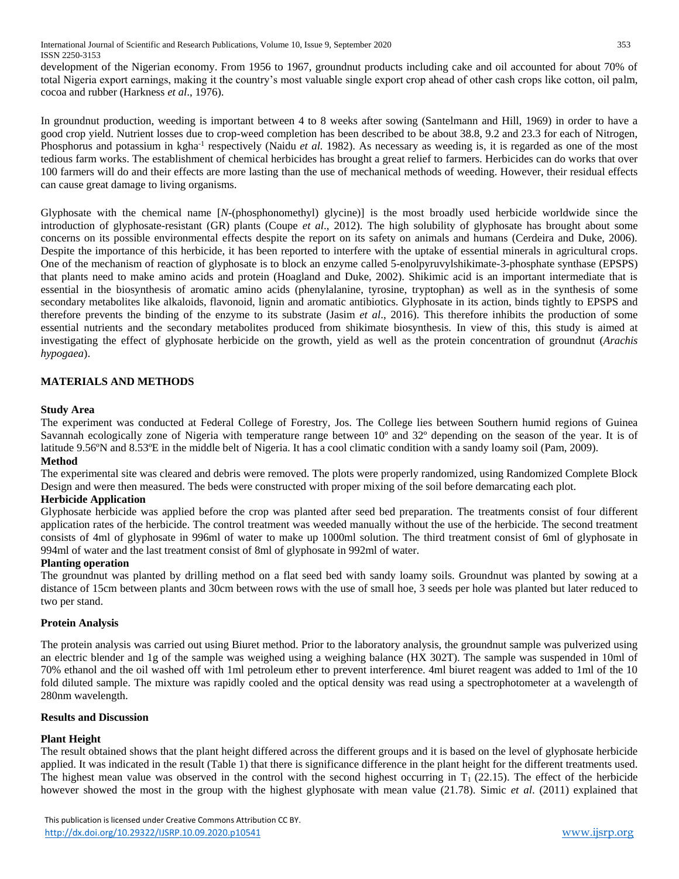development of the Nigerian economy. From 1956 to 1967, groundnut products including cake and oil accounted for about 70% of total Nigeria export earnings, making it the country's most valuable single export crop ahead of other cash crops like cotton, oil palm, cocoa and rubber (Harkness *et al*., 1976).

In groundnut production, weeding is important between 4 to 8 weeks after sowing (Santelmann and Hill, 1969) in order to have a good crop yield. Nutrient losses due to crop-weed completion has been described to be about 38.8, 9.2 and 23.3 for each of Nitrogen, Phosphorus and potassium in $kgha^{-1}$ respectively (Naidu *et al.* 1982). As necessary as weeding is, it is regarded as one of the most tedious farm works. The establishment of chemical herbicides has brought a great relief to farmers. Herbicides can do works that over 100 farmers will do and their effects are more lasting than the use of mechanical methods of weeding. However, their residual effects can cause great damage to living organisms.

Glyphosate with the chemical name [*N*-(phosphonomethyl) glycine)] is the most broadly used herbicide worldwide since the introduction of glyphosate-resistant (GR) plants (Coupe *et al*., 2012). The high solubility of glyphosate has brought about some concerns on its possible environmental effects despite the report on its safety on animals and humans (Cerdeira and Duke, 2006). Despite the importance of this herbicide, it has been reported to interfere with the uptake of essential minerals in agricultural crops. One of the mechanism of reaction of glyphosate is to block an enzyme called 5-enolpyruvylshikimate-3-phosphate synthase (EPSPS) that plants need to make amino acids and protein (Hoagland and Duke, 2002). Shikimic acid is an important intermediate that is essential in the biosynthesis of aromatic amino acids (phenylalanine, tyrosine, tryptophan) as well as in the synthesis of some secondary metabolites like alkaloids, flavonoid, lignin and aromatic antibiotics. Glyphosate in its action, binds tightly to EPSPS and therefore prevents the binding of the enzyme to its substrate (Jasim *et al*., 2016). This therefore inhibits the production of some essential nutrients and the secondary metabolites produced from shikimate biosynthesis. In view of this, this study is aimed at investigating the effect of glyphosate herbicide on the growth, yield as well as the protein concentration of groundnut (*Arachis hypogaea*).

## MATERIALS AND METHODS

### Study Area

The experiment was conducted at Federal College of Forestry, Jos. The College lies between Southern humid regions of Guinea Savannah ecologically zone of Nigeria with temperature range between 10º and 32º depending on the season of the year. It is of latitude 9.56ºN and 8.53ºE in the middle belt of Nigeria. It has a cool climatic condition with a sandy loamy soil (Pam, 2009).

### Method

The experimental site was cleared and debris were removed. The plots were properly randomized, using Randomized Complete Block Design and were then measured. The beds were constructed with proper mixing of the soil before demarcating each plot.

### Herbicide Application

Glyphosate herbicide was applied before the crop was planted after seed bed preparation. The treatments consist of four different application rates of the herbicide. The control treatment was weeded manually without the use of the herbicide. The second treatment consists of 4ml of glyphosate in 996ml of water to make up 1000ml solution. The third treatment consist of 6ml of glyphosate in 994ml of water and the last treatment consist of 8ml of glyphosate in 992ml of water.

### Planting operation

The groundnut was planted by drilling method on a flat seed bed with sandy loamy soils. Groundnut was planted by sowing at a distance of 15cm between plants and 30cm between rows with the use of small hoe, 3 seeds per hole was planted but later reduced to two per stand.

### Protein Analysis

The protein analysis was carried out using Biuret method. Prior to the laboratory analysis, the groundnut sample was pulverized using an electric blender and 1g of the sample was weighed using a weighing balance (HX 302T). The sample was suspended in 10ml of 70% ethanol and the oil washed off with 1ml petroleum ether to prevent interference. 4ml biuret reagent was added to 1ml of the 10 fold diluted sample. The mixture was rapidly cooled and the optical density was read using a spectrophotometer at a wavelength of 280nm wavelength.

## Results and Discussion

### Plant Height

The result obtained shows that the plant height differed across the different groups and it is based on the level of glyphosate herbicide applied. It was indicated in the result (Table 1) that there is significance difference in the plant height for the different treatments used. The highest mean value was observed in the control with the second highest occurring in $T_1$ (22.15). The effect of the herbicide however showed the most in the group with the highest glyphosate with mean value (21.78). Simic *et al*. (2011) explained that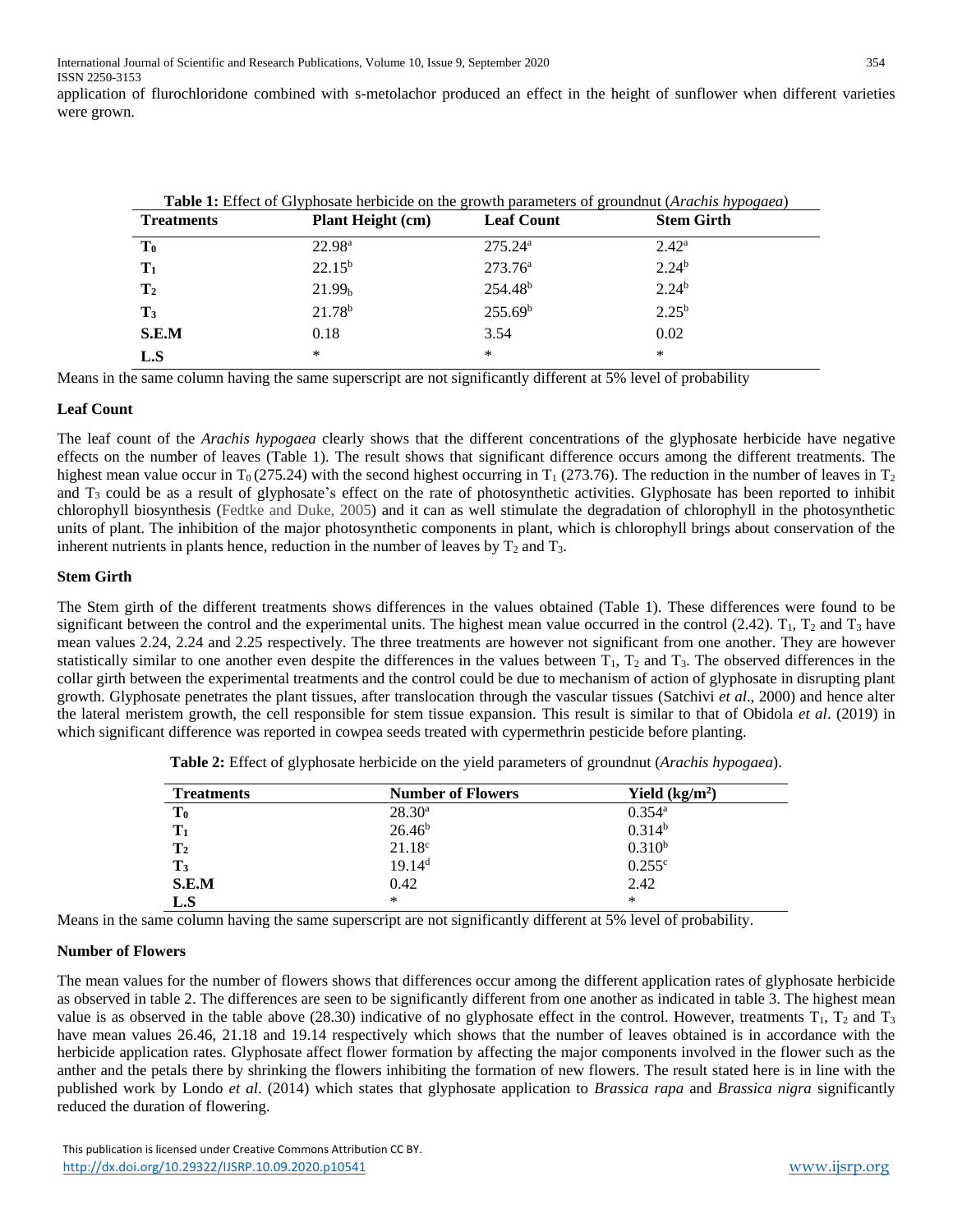application of flurochloridone combined with s-metolachor produced an effect in the height of sunflower when different varieties were grown.

**Table 1:** Effect of Glyphosate herbicide on the growth parameters of groundnut (*Arachis hypogaea*)

| Treatments | Plant Height (cm) | Leaf Count | Stem Girth |
|---|---|---|---|
| $T_0$ | $22.98^a$ | $275.24^a$ | $2.42^a$ |
| $T_1$ | $22.15^b$ | $273.76^a$ | $2.24^b$ |
| $T_2$ | $21.99_b$ | $254.48^b$ | $2.24^b$ |
| $T_3$ | $21.78^b$ | $255.69^b$ | $2.25^b$ |
| S.E.M | 0.18 | 3.54 | 0.02 |
| L.S | * | * | * |

Means in the same column having the same superscript are not significantly different at 5% level of probability

**Leaf Count**

The leaf count of the *Arachis hypogaea* clearly shows that the different concentrations of the glyphosate herbicide have negative effects on the number of leaves (Table 1). The result shows that significant difference occurs among the different treatments. The highest mean value occur in $T_0$ (275.24) with the second highest occurring in $T_1$ (273.76). The reduction in the number of leaves in $T_2$ and $T_3$ could be as a result of glyphosate's effect on the rate of photosynthetic activities. Glyphosate has been reported to inhibit chlorophyll biosynthesis (Fedtke and Duke, 2005) and it can as well stimulate the degradation of chlorophyll in the photosynthetic units of plant. The inhibition of the major photosynthetic components in plant, which is chlorophyll brings about conservation of the inherent nutrients in plants hence, reduction in the number of leaves by $T_2$ and $T_3$.

**Stem Girth**

The Stem girth of the different treatments shows differences in the values obtained (Table 1). These differences were found to be significant between the control and the experimental units. The highest mean value occurred in the control (2.42). $T_1$, $T_2$ and $T_3$ have mean values 2.24, 2.24 and 2.25 respectively. The three treatments are however not significant from one another. They are however statistically similar to one another even despite the differences in the values between $T_1$, $T_2$ and $T_3$. The observed differences in the collar girth between the experimental treatments and the control could be due to mechanism of action of glyphosate in disrupting plant growth. Glyphosate penetrates the plant tissues, after translocation through the vascular tissues (Satchivi *et al*., 2000) and hence alter the lateral meristem growth, the cell responsible for stem tissue expansion. This result is similar to that of Obidola *et al*. (2019) in which significant difference was reported in cowpea seeds treated with cypermethrin pesticide before planting.

**Table 2:** Effect of glyphosate herbicide on the yield parameters of groundnut (*Arachis hypogaea*).

| Treatments | Number of Flowers | Yield (kg/m$^2$) |
|---|---|---|
| $T_0$ | $28.30^a$ | $0.354^a$ |
| $T_1$ | $26.46^b$ | $0.314^b$ |
| $T_2$ | $21.18^c$ | $0.310^b$ |
| $T_3$ | $19.14^d$ | $0.255^c$ |
| S.E.M | 0.42 | 2.42 |
| L.S | * | * |

Means in the same column having the same superscript are not significantly different at 5% level of probability.

**Number of Flowers**

The mean values for the number of flowers shows that differences occur among the different application rates of glyphosate herbicide as observed in table 2. The differences are seen to be significantly different from one another as indicated in table 3. The highest mean value is as observed in the table above (28.30) indicative of no glyphosate effect in the control. However, treatments $T_1$, $T_2$ and $T_3$ have mean values 26.46, 21.18 and 19.14 respectively which shows that the number of leaves obtained is in accordance with the herbicide application rates. Glyphosate affect flower formation by affecting the major components involved in the flower such as the anther and the petals there by shrinking the flowers inhibiting the formation of new flowers. The result stated here is in line with the published work by Londo *et al*. (2014) which states that glyphosate application to *Brassica rapa* and *Brassica nigra* significantly reduced the duration of flowering.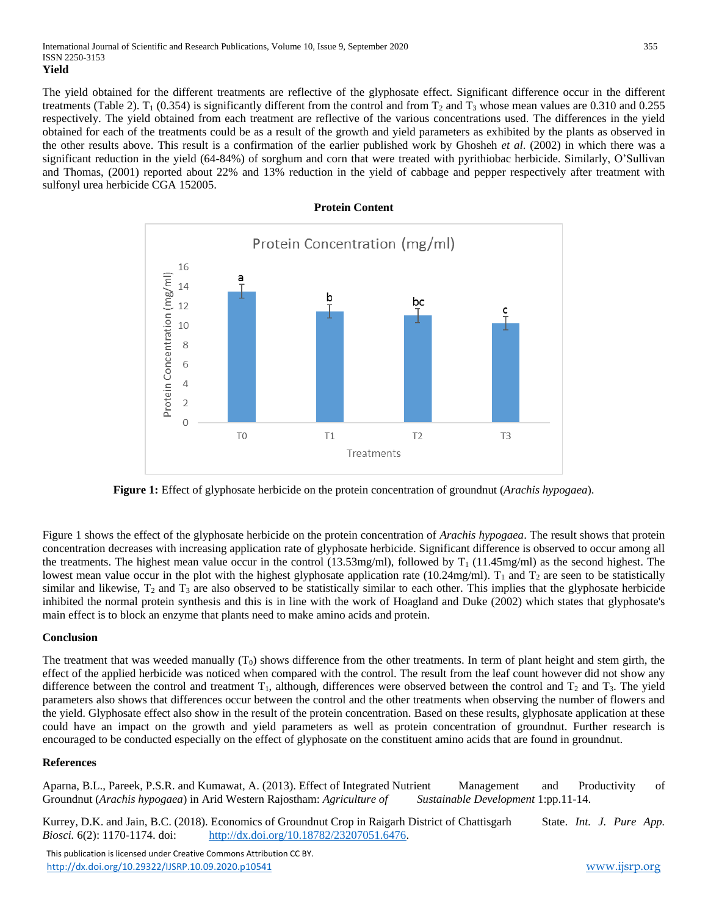**Yield**

The yield obtained for the different treatments are reflective of the glyphosate effect. Significant difference occur in the different treatments (Table 2). $T_1$ (0.354) is significantly different from the control and from $T_2$ and $T_3$ whose mean values are 0.310 and 0.255 respectively. The yield obtained from each treatment are reflective of the various concentrations used. The differences in the yield obtained for each of the treatments could be as a result of the growth and yield parameters as exhibited by the plants as observed in the other results above. This result is a confirmation of the earlier published work by Ghosheh *et al*. (2002) in which there was a significant reduction in the yield (64-84%) of sorghum and corn that were treated with pyrithiobac herbicide. Similarly, O'Sullivan and Thomas, (2001) reported about 22% and 13% reduction in the yield of cabbage and pepper respectively after treatment with sulfonyl urea herbicide CGA 152005.

**Protein Content**

**Figure 1:** Effect of glyphosate herbicide on the protein concentration of groundnut (*Arachis hypogaea*).

Figure 1 shows the effect of the glyphosate herbicide on the protein concentration of *Arachis hypogaea*. The result shows that protein concentration decreases with increasing application rate of glyphosate herbicide. Significant difference is observed to occur among all the treatments. The highest mean value occur in the control (13.53mg/ml), followed by $T_1$ (11.45mg/ml) as the second highest. The lowest mean value occur in the plot with the highest glyphosate application rate (10.24mg/ml). $T_1$ and $T_2$ are seen to be statistically similar and likewise, $T_2$ and $T_3$ are also observed to be statistically similar to each other. This implies that the glyphosate herbicide inhibited the normal protein synthesis and this is in line with the work of Hoagland and Duke (2002) which states that glyphosate's main effect is to block an enzyme that plants need to make amino acids and protein.

**Conclusion**

The treatment that was weeded manually ($T_0$) shows difference from the other treatments. In term of plant height and stem girth, the effect of the applied herbicide was noticed when compared with the control. The result from the leaf count however did not show any difference between the control and treatment $T_1$, although, differences were observed between the control and $T_2$ and $T_3$. The yield parameters also shows that differences occur between the control and the other treatments when observing the number of flowers and the yield. Glyphosate effect also show in the result of the protein concentration. Based on these results, glyphosate application at these could have an impact on the growth and yield parameters as well as protein concentration of groundnut. Further research is encouraged to be conducted especially on the effect of glyphosate on the constituent amino acids that are found in groundnut.

**References**

Aparna, B.L., Pareek, P.S.R. and Kumawat, A. (2013). Effect of Integrated Nutrient Management and Productivity of Groundnut (*Arachis hypogaea*) in Arid Western Rajostham: *Agriculture of Sustainable Development* 1:pp.11-14.

Kurrey, D.K. and Jain, B.C. (2018). Economics of Groundnut Crop in Raigarh District of Chattisgarh State. *Int. J. Pure App. Biosci.* 6(2): 1170-1174. doi: http://dx.doi.org/10.18782/23207051.6476.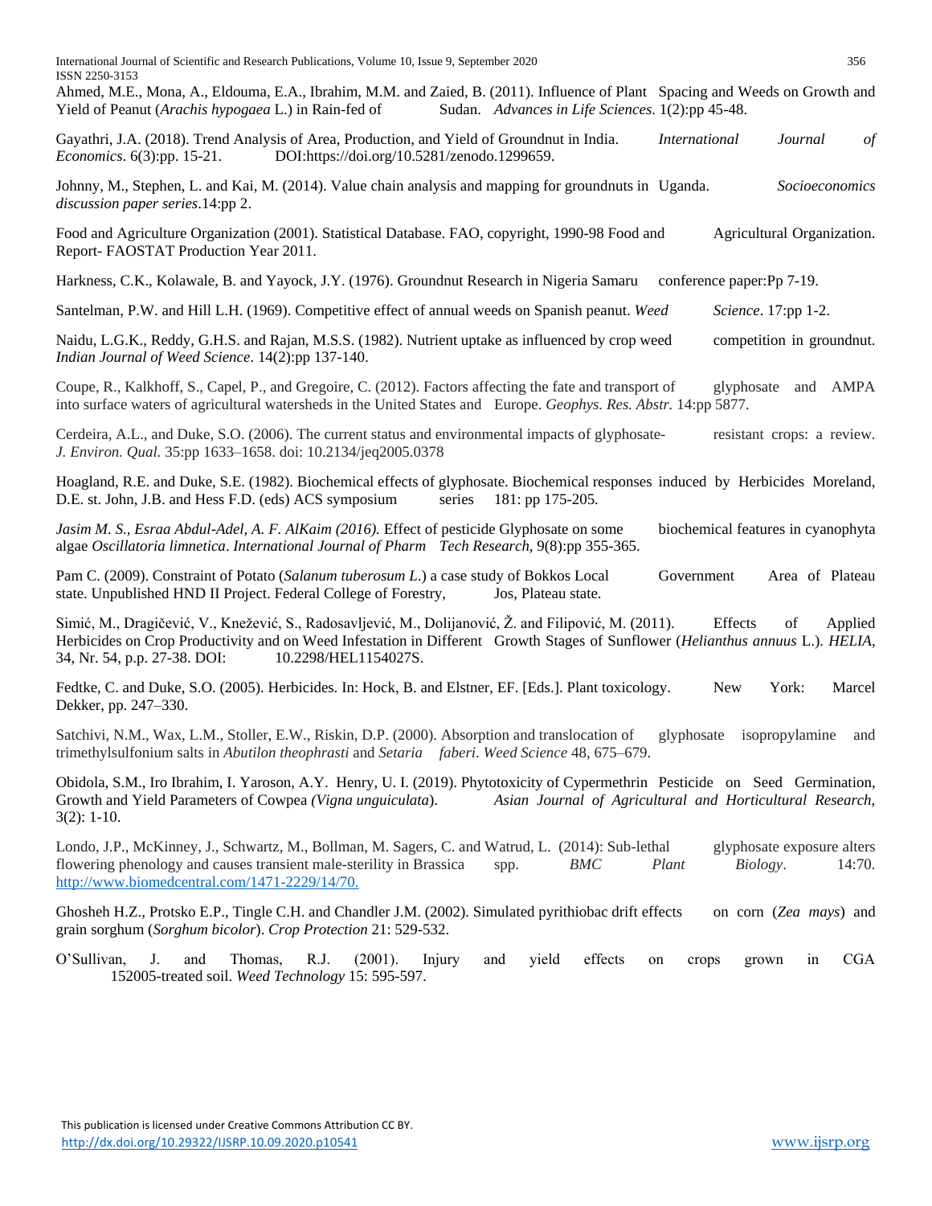Ahmed, M.E., Mona, A., Eldouma, E.A., Ibrahim, M.M. and Zaied, B. (2011). Influence of Plant Spacing and Weeds on Growth and Yield of Peanut (*Arachis hypogaea* L.) in Rain-fed of Sudan. *Advances in Life Sciences*. 1(2):pp 45-48.

Gayathri, J.A. (2018). Trend Analysis of Area, Production, and Yield of Groundnut in India. *International Journal of Economics*. 6(3):pp. 15-21. DOI:https://doi.org/10.5281/zenodo.1299659.

Johnny, M., Stephen, L. and Kai, M. (2014). Value chain analysis and mapping for groundnuts in Uganda. *Socioeconomics discussion paper series*.14:pp 2.

Food and Agriculture Organization (2001). Statistical Database. FAO, copyright, 1990-98 Food and Agricultural Organization. Report- FAOSTAT Production Year 2011.

Harkness, C.K., Kolawale, B. and Yayock, J.Y. (1976). Groundnut Research in Nigeria Samaru conference paper:Pp 7-19.

Santelman, P.W. and Hill L.H. (1969). Competitive effect of annual weeds on Spanish peanut. *Weed Science*. 17:pp 1-2.

Naidu, L.G.K., Reddy, G.H.S. and Rajan, M.S.S. (1982). Nutrient uptake as influenced by crop weed competition in groundnut. *Indian Journal of Weed Science*. 14(2):pp 137-140.

Coupe, R., Kalkhoff, S., Capel, P., and Gregoire, C. (2012). Factors affecting the fate and transport of glyphosate and AMPA into surface waters of agricultural watersheds in the United States and Europe. *Geophys. Res. Abstr.* 14:pp 5877.

Cerdeira, A.L., and Duke, S.O. (2006). The current status and environmental impacts of glyphosate- resistant crops: a review. *J. Environ. Qual.* 35:pp 1633–1658. doi: 10.2134/jeq2005.0378

Hoagland, R.E. and Duke, S.E. (1982). Biochemical effects of glyphosate. Biochemical responses induced by Herbicides Moreland, D.E. st. John, J.B. and Hess F.D. (eds) ACS symposium series 181: pp 175-205.

*Jasim M. S., Esraa Abdul-Adel, A. F. AlKaim (2016).* Effect of pesticide Glyphosate on some biochemical features in cyanophyta algae *Oscillatoria limnetica*. *International Journal of Pharm Tech Research*, 9(8):pp 355-365.

Pam C. (2009). Constraint of Potato (*Salanum tuberosum L*.) a case study of Bokkos Local Government Area of Plateau state. Unpublished HND II Project. Federal College of Forestry, Jos, Plateau state.

Simić, M., Dragičević, V., Knežević, S., Radosavljević, M., Dolijanović, Ž. and Filipović, M. (2011). Effects of Applied Herbicides on Crop Productivity and on Weed Infestation in Different Growth Stages of Sunflower (*Helianthus annuus* L.). *HELIA*, 34, Nr. 54, p.p. 27-38. DOI: 10.2298/HEL1154027S.

Fedtke, C. and Duke, S.O. (2005). Herbicides. In: Hock, B. and Elstner, EF. [Eds.]. Plant toxicology. New York: Marcel Dekker, pp. 247–330.

Satchivi, N.M., Wax, L.M., Stoller, E.W., Riskin, D.P. (2000). Absorption and translocation of glyphosate isopropylamine and trimethylsulfonium salts in *Abutilon theophrasti* and *Setaria faberi*. *Weed Science* 48, 675–679.

Obidola, S.M., Iro Ibrahim, I. Yaroson, A.Y. Henry, U. I. (2019). Phytotoxicity of Cypermethrin Pesticide on Seed Germination, Growth and Yield Parameters of Cowpea *(Vigna unguiculata*). *Asian Journal of Agricultural and Horticultural Research,* 3(2): 1-10.

Londo, J.P., McKinney, J., Schwartz, M., Bollman, M. Sagers, C. and Watrud, L. (2014): Sub-lethal glyphosate exposure alters flowering phenology and causes transient male-sterility in Brassica spp. *BMC Plant Biology*. 14:70. http://www.biomedcentral.com/1471-2229/14/70.

Ghosheh H.Z., Protsko E.P., Tingle C.H. and Chandler J.M. (2002). Simulated pyrithiobac drift effects on corn (*Zea mays*) and grain sorghum (*Sorghum bicolor*). *Crop Protection* 21: 529-532.

O'Sullivan, J. and Thomas, R.J. (2001). Injury and yield effects on crops grown in CGA 152005-treated soil. *Weed Technology* 15: 595-597.